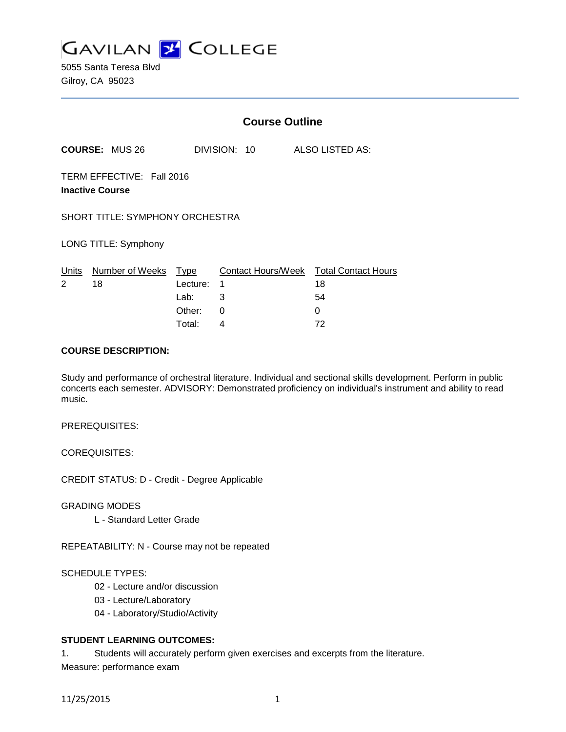# GAVILAN COLLEGE

5055 Santa Teresa Blvd
Gilroy, CA 95023

## Course Outline

**COURSE:** MUS 26 DIVISION: 10 ALSO LISTED AS:

TERM EFFECTIVE: Fall 2016
**Inactive Course**

SHORT TITLE: SYMPHONY ORCHESTRA

LONG TITLE: Symphony

| Units | Number of Weeks | Type | Contact Hours/Week | Total Contact Hours |
|---|---|---|---|---|
| 2 | 18 | Lecture: | 1 | 18 |
| | | Lab: | 3 | 54 |
| | | Other: | 0 | 0 |
| | | Total: | 4 | 72 |

**COURSE DESCRIPTION:**

Study and performance of orchestral literature. Individual and sectional skills development. Perform in public concerts each semester. ADVISORY: Demonstrated proficiency on individual's instrument and ability to read music.

PREREQUISITES:

COREQUISITES:

CREDIT STATUS: D - Credit - Degree Applicable

GRADING MODES

L - Standard Letter Grade

REPEATABILITY: N - Course may not be repeated

SCHEDULE TYPES:

02 - Lecture and/or discussion
03 - Lecture/Laboratory
04 - Laboratory/Studio/Activity

**STUDENT LEARNING OUTCOMES:**

1. Students will accurately perform given exercises and excerpts from the literature.
Measure: performance exam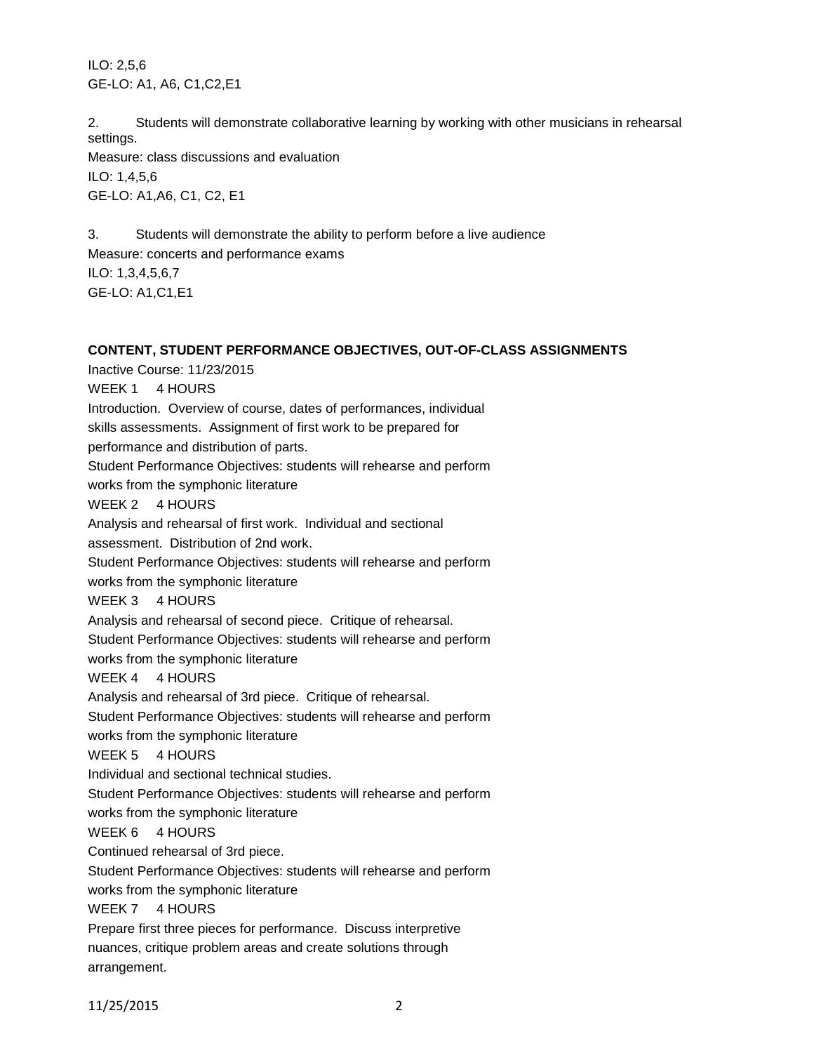ILO: 2,5,6
GE-LO: A1, A6, C1,C2,E1

2. Students will demonstrate collaborative learning by working with other musicians in rehearsal settings.
Measure: class discussions and evaluation
ILO: 1,4,5,6
GE-LO: A1,A6, C1, C2, E1

3. Students will demonstrate the ability to perform before a live audience
Measure: concerts and performance exams
ILO: 1,3,4,5,6,7
GE-LO: A1,C1,E1

**CONTENT, STUDENT PERFORMANCE OBJECTIVES, OUT-OF-CLASS ASSIGNMENTS**

Inactive Course: 11/23/2015

WEEK 1 4 HOURS
Introduction. Overview of course, dates of performances, individual skills assessments. Assignment of first work to be prepared for performance and distribution of parts.
Student Performance Objectives: students will rehearse and perform works from the symphonic literature

WEEK 2 4 HOURS
Analysis and rehearsal of first work. Individual and sectional assessment. Distribution of 2nd work.
Student Performance Objectives: students will rehearse and perform works from the symphonic literature

WEEK 3 4 HOURS
Analysis and rehearsal of second piece. Critique of rehearsal.
Student Performance Objectives: students will rehearse and perform works from the symphonic literature

WEEK 4 4 HOURS
Analysis and rehearsal of 3rd piece. Critique of rehearsal.
Student Performance Objectives: students will rehearse and perform works from the symphonic literature

WEEK 5 4 HOURS
Individual and sectional technical studies.
Student Performance Objectives: students will rehearse and perform works from the symphonic literature

WEEK 6 4 HOURS
Continued rehearsal of 3rd piece.
Student Performance Objectives: students will rehearse and perform works from the symphonic literature

WEEK 7 4 HOURS
Prepare first three pieces for performance. Discuss interpretive nuances, critique problem areas and create solutions through arrangement.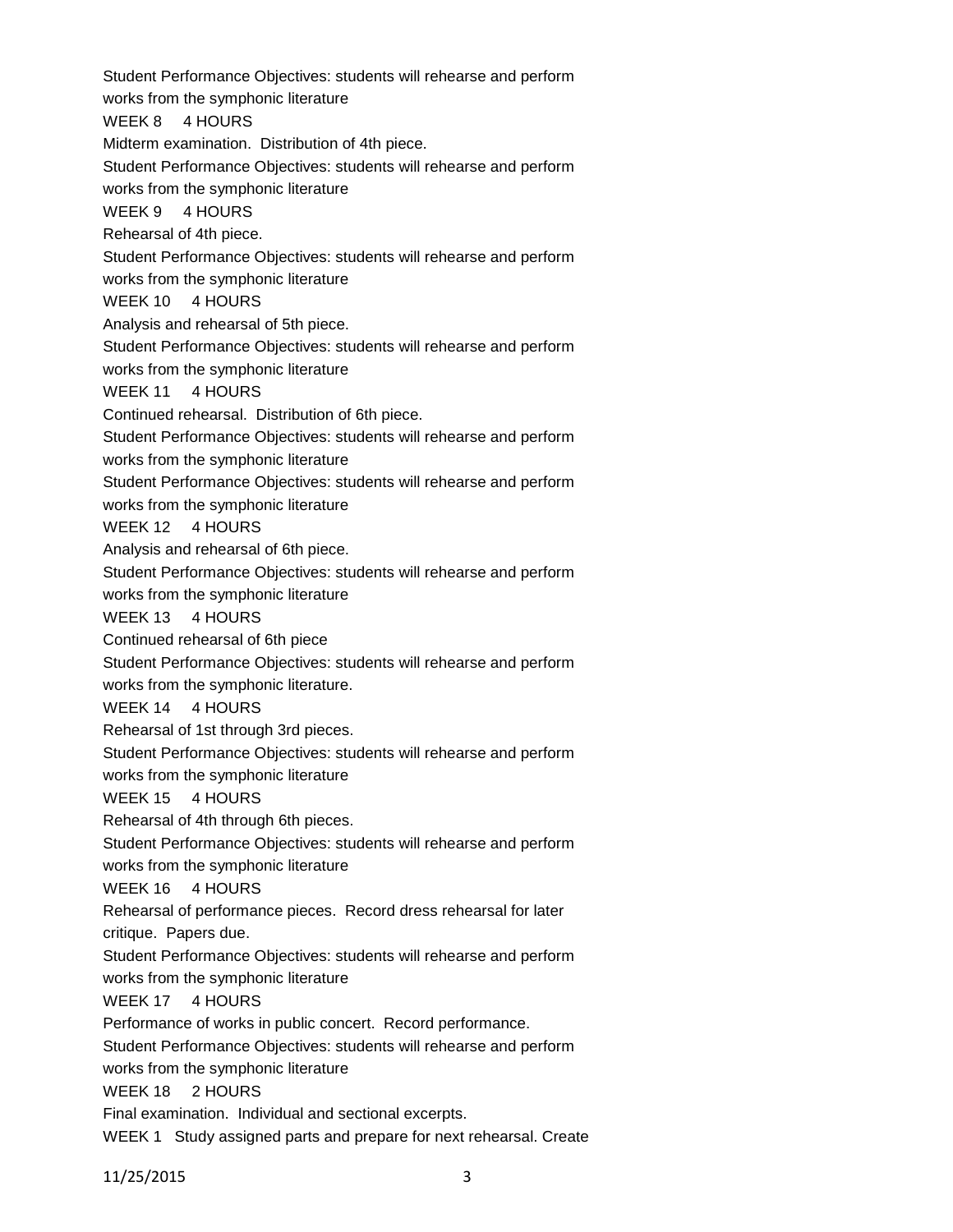Student Performance Objectives: students will rehearse and perform works from the symphonic literature

WEEK 8 4 HOURS

Midterm examination. Distribution of 4th piece.

Student Performance Objectives: students will rehearse and perform works from the symphonic literature

WEEK 9 4 HOURS

Rehearsal of 4th piece.

Student Performance Objectives: students will rehearse and perform works from the symphonic literature

WEEK 10 4 HOURS

Analysis and rehearsal of 5th piece.

Student Performance Objectives: students will rehearse and perform works from the symphonic literature

WEEK 11 4 HOURS

Continued rehearsal. Distribution of 6th piece.

Student Performance Objectives: students will rehearse and perform works from the symphonic literature

Student Performance Objectives: students will rehearse and perform works from the symphonic literature

WEEK 12 4 HOURS

Analysis and rehearsal of 6th piece.

Student Performance Objectives: students will rehearse and perform works from the symphonic literature

WEEK 13 4 HOURS

Continued rehearsal of 6th piece

Student Performance Objectives: students will rehearse and perform works from the symphonic literature.

WEEK 14 4 HOURS

Rehearsal of 1st through 3rd pieces.

Student Performance Objectives: students will rehearse and perform works from the symphonic literature

WEEK 15 4 HOURS

Rehearsal of 4th through 6th pieces.

Student Performance Objectives: students will rehearse and perform works from the symphonic literature

WEEK 16 4 HOURS

Rehearsal of performance pieces. Record dress rehearsal for later critique. Papers due.

Student Performance Objectives: students will rehearse and perform works from the symphonic literature

WEEK 17 4 HOURS

Performance of works in public concert. Record performance.

Student Performance Objectives: students will rehearse and perform works from the symphonic literature

WEEK 18 2 HOURS

Final examination. Individual and sectional excerpts.

WEEK 1 Study assigned parts and prepare for next rehearsal. Create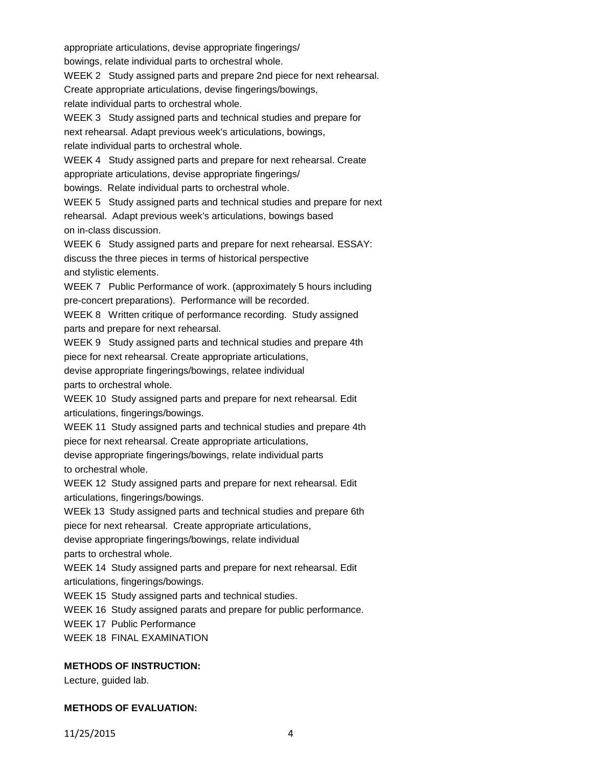appropriate articulations, devise appropriate fingerings/
bowings, relate individual parts to orchestral whole.

WEEK 2 Study assigned parts and prepare 2nd piece for next rehearsal. Create appropriate articulations, devise fingerings/bowings, relate individual parts to orchestral whole.

WEEK 3 Study assigned parts and technical studies and prepare for next rehearsal. Adapt previous week's articulations, bowings, relate individual parts to orchestral whole.

WEEK 4 Study assigned parts and prepare for next rehearsal. Create appropriate articulations, devise appropriate fingerings/ bowings. Relate individual parts to orchestral whole.

WEEK 5 Study assigned parts and technical studies and prepare for next rehearsal. Adapt previous week's articulations, bowings based on in-class discussion.

WEEK 6 Study assigned parts and prepare for next rehearsal. ESSAY: discuss the three pieces in terms of historical perspective and stylistic elements.

WEEK 7 Public Performance of work. (approximately 5 hours including pre-concert preparations). Performance will be recorded.

WEEK 8 Written critique of performance recording. Study assigned parts and prepare for next rehearsal.

WEEK 9 Study assigned parts and technical studies and prepare 4th piece for next rehearsal. Create appropriate articulations, devise appropriate fingerings/bowings, relatee individual parts to orchestral whole.

WEEK 10 Study assigned parts and prepare for next rehearsal. Edit articulations, fingerings/bowings.

WEEK 11 Study assigned parts and technical studies and prepare 4th piece for next rehearsal. Create appropriate articulations, devise appropriate fingerings/bowings, relate individual parts to orchestral whole.

WEEK 12 Study assigned parts and prepare for next rehearsal. Edit articulations, fingerings/bowings.

WEEk 13 Study assigned parts and technical studies and prepare 6th piece for next rehearsal. Create appropriate articulations, devise appropriate fingerings/bowings, relate individual parts to orchestral whole.

WEEK 14 Study assigned parts and prepare for next rehearsal. Edit articulations, fingerings/bowings.

WEEK 15 Study assigned parts and technical studies.

WEEK 16 Study assigned parats and prepare for public performance.

WEEK 17 Public Performance

WEEK 18 FINAL EXAMINATION

**METHODS OF INSTRUCTION:**

Lecture, guided lab.

**METHODS OF EVALUATION:**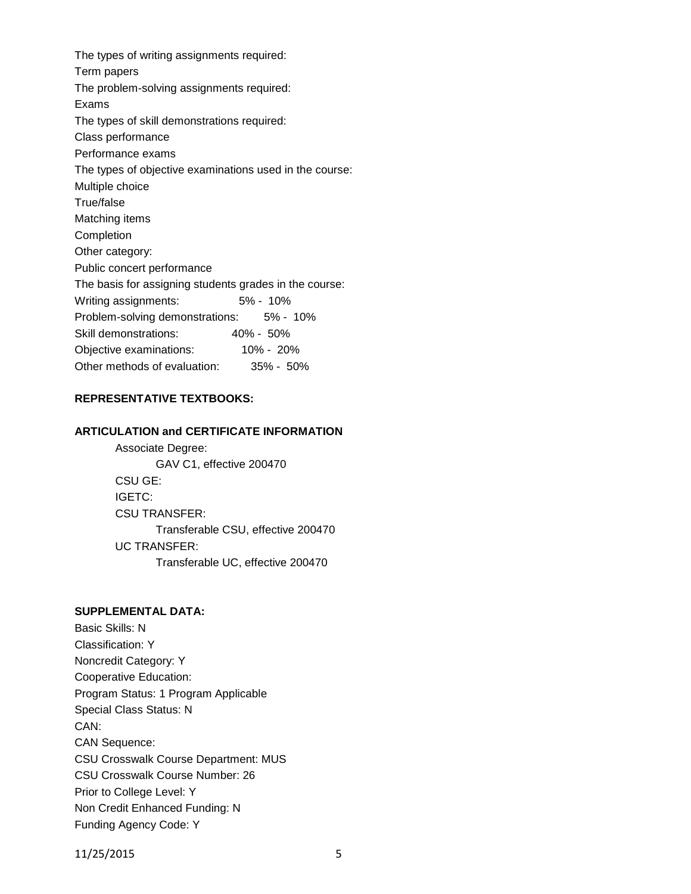The types of writing assignments required:

Term papers

The problem-solving assignments required:

Exams

The types of skill demonstrations required:

Class performance

Performance exams

The types of objective examinations used in the course:

Multiple choice

True/false

Matching items

Completion

Other category:

Public concert performance

The basis for assigning students grades in the course:

| | |
|---|---|
| Writing assignments: | 5% - 10% |
| Problem-solving demonstrations: | 5% - 10% |
| Skill demonstrations: | 40% - 50% |
| Objective examinations: | 10% - 20% |
| Other methods of evaluation: | 35% - 50% |

**REPRESENTATIVE TEXTBOOKS:**

**ARTICULATION and CERTIFICATE INFORMATION**

Associate Degree:
 GAV C1, effective 200470

CSU GE:

IGETC:

CSU TRANSFER:
 Transferable CSU, effective 200470

UC TRANSFER:
 Transferable UC, effective 200470

**SUPPLEMENTAL DATA:**

Basic Skills: N

Classification: Y

Noncredit Category: Y

Cooperative Education:

Program Status: 1 Program Applicable

Special Class Status: N

CAN:

CAN Sequence:

CSU Crosswalk Course Department: MUS

CSU Crosswalk Course Number: 26

Prior to College Level: Y

Non Credit Enhanced Funding: N

Funding Agency Code: Y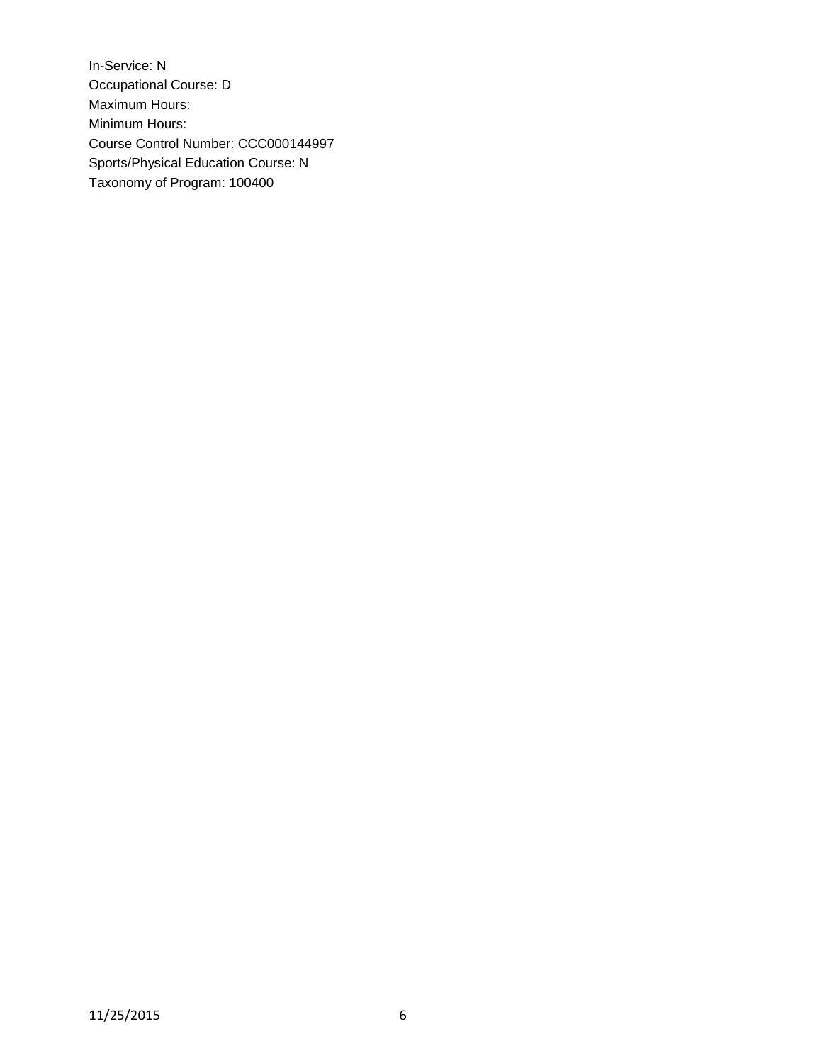In-Service: N
Occupational Course: D
Maximum Hours:
Minimum Hours:
Course Control Number: CCC000144997
Sports/Physical Education Course: N
Taxonomy of Program: 100400